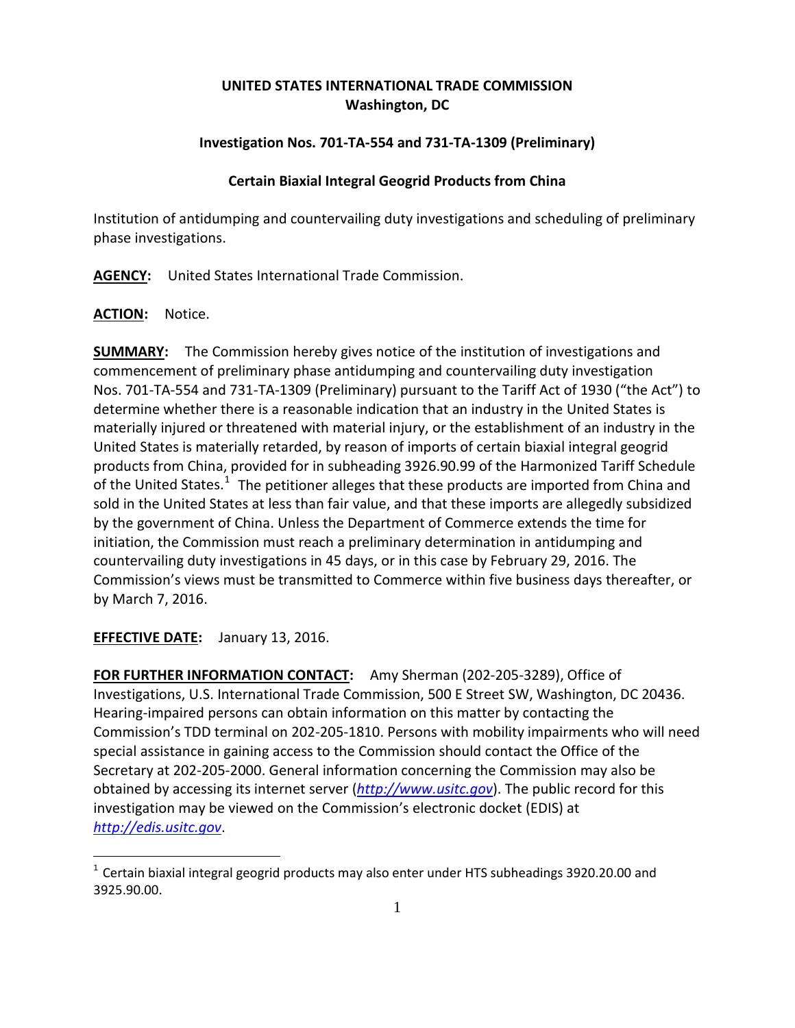# UNITED STATES INTERNATIONAL TRADE COMMISSION
## Washington, DC

### Investigation Nos. 701-TA-554 and 731-TA-1309 (Preliminary)

### Certain Biaxial Integral Geogrid Products from China

Institution of antidumping and countervailing duty investigations and scheduling of preliminary phase investigations.

**AGENCY:** United States International Trade Commission.

**ACTION:** Notice.

**SUMMARY:** The Commission hereby gives notice of the institution of investigations and commencement of preliminary phase antidumping and countervailing duty investigation Nos. 701-TA-554 and 731-TA-1309 (Preliminary) pursuant to the Tariff Act of 1930 ("the Act") to determine whether there is a reasonable indication that an industry in the United States is materially injured or threatened with material injury, or the establishment of an industry in the United States is materially retarded, by reason of imports of certain biaxial integral geogrid products from China, provided for in subheading 3926.90.99 of the Harmonized Tariff Schedule of the United States.[1] The petitioner alleges that these products are imported from China and sold in the United States at less than fair value, and that these imports are allegedly subsidized by the government of China. Unless the Department of Commerce extends the time for initiation, the Commission must reach a preliminary determination in antidumping and countervailing duty investigations in 45 days, or in this case by February 29, 2016. The Commission's views must be transmitted to Commerce within five business days thereafter, or by March 7, 2016.

**EFFECTIVE DATE:** January 13, 2016.

**FOR FURTHER INFORMATION CONTACT:** Amy Sherman (202-205-3289), Office of Investigations, U.S. International Trade Commission, 500 E Street SW, Washington, DC 20436. Hearing-impaired persons can obtain information on this matter by contacting the Commission's TDD terminal on 202-205-1810. Persons with mobility impairments who will need special assistance in gaining access to the Commission should contact the Office of the Secretary at 202-205-2000. General information concerning the Commission may also be obtained by accessing its internet server (*http://www.usitc.gov*). The public record for this investigation may be viewed on the Commission's electronic docket (EDIS) at *http://edis.usitc.gov*.

---

[1] Certain biaxial integral geogrid products may also enter under HTS subheadings 3920.20.00 and 3925.90.00.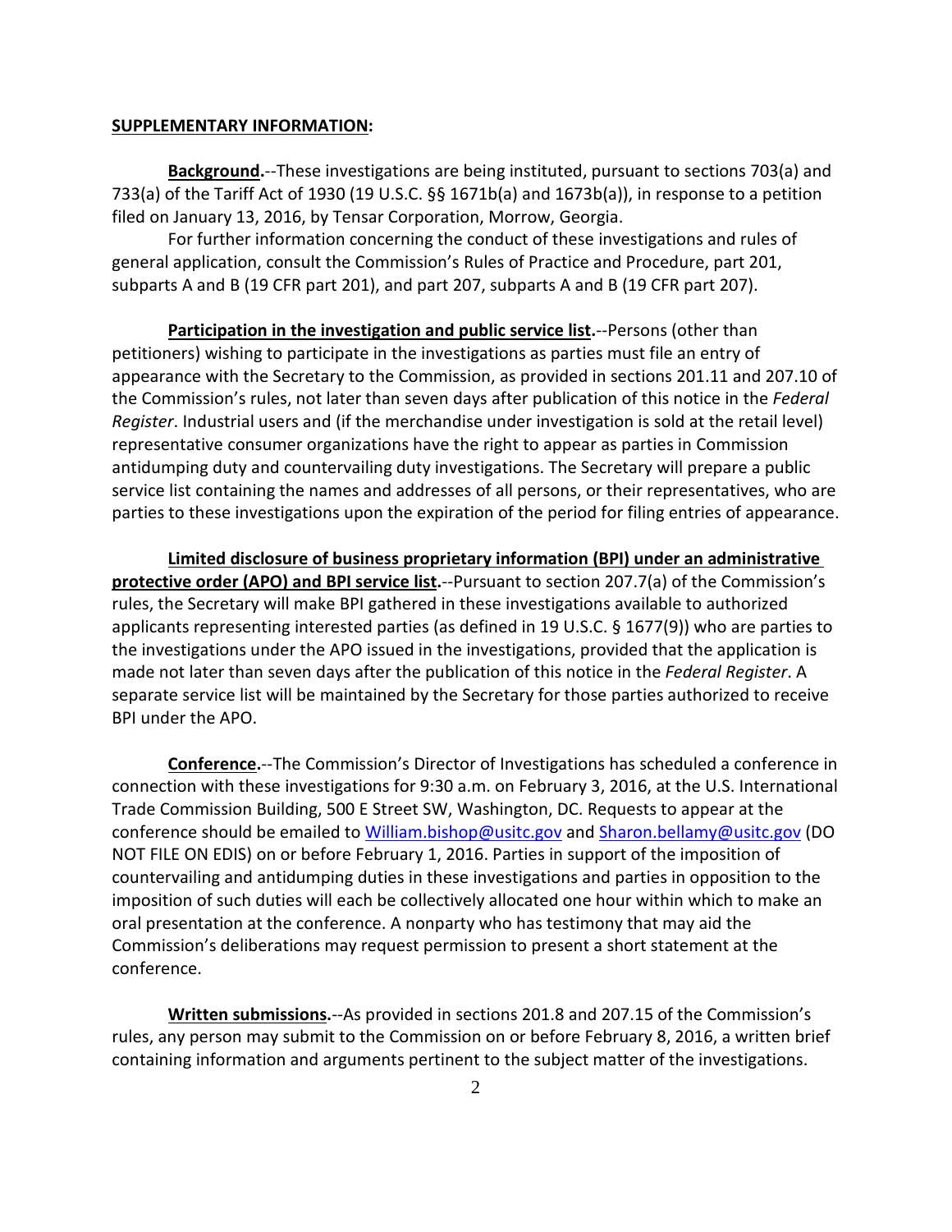**SUPPLEMENTARY INFORMATION:**

**Background.**--These investigations are being instituted, pursuant to sections 703(a) and 733(a) of the Tariff Act of 1930 (19 U.S.C. §§ 1671b(a) and 1673b(a)), in response to a petition filed on January 13, 2016, by Tensar Corporation, Morrow, Georgia.

For further information concerning the conduct of these investigations and rules of general application, consult the Commission's Rules of Practice and Procedure, part 201, subparts A and B (19 CFR part 201), and part 207, subparts A and B (19 CFR part 207).

**Participation in the investigation and public service list.**--Persons (other than petitioners) wishing to participate in the investigations as parties must file an entry of appearance with the Secretary to the Commission, as provided in sections 201.11 and 207.10 of the Commission's rules, not later than seven days after publication of this notice in the *Federal Register*. Industrial users and (if the merchandise under investigation is sold at the retail level) representative consumer organizations have the right to appear as parties in Commission antidumping duty and countervailing duty investigations. The Secretary will prepare a public service list containing the names and addresses of all persons, or their representatives, who are parties to these investigations upon the expiration of the period for filing entries of appearance.

**Limited disclosure of business proprietary information (BPI) under an administrative protective order (APO) and BPI service list.**--Pursuant to section 207.7(a) of the Commission's rules, the Secretary will make BPI gathered in these investigations available to authorized applicants representing interested parties (as defined in 19 U.S.C. § 1677(9)) who are parties to the investigations under the APO issued in the investigations, provided that the application is made not later than seven days after the publication of this notice in the *Federal Register*. A separate service list will be maintained by the Secretary for those parties authorized to receive BPI under the APO.

**Conference.**--The Commission's Director of Investigations has scheduled a conference in connection with these investigations for 9:30 a.m. on February 3, 2016, at the U.S. International Trade Commission Building, 500 E Street SW, Washington, DC. Requests to appear at the conference should be emailed to William.bishop@usitc.gov and Sharon.bellamy@usitc.gov (DO NOT FILE ON EDIS) on or before February 1, 2016. Parties in support of the imposition of countervailing and antidumping duties in these investigations and parties in opposition to the imposition of such duties will each be collectively allocated one hour within which to make an oral presentation at the conference. A nonparty who has testimony that may aid the Commission's deliberations may request permission to present a short statement at the conference.

**Written submissions.**--As provided in sections 201.8 and 207.15 of the Commission's rules, any person may submit to the Commission on or before February 8, 2016, a written brief containing information and arguments pertinent to the subject matter of the investigations.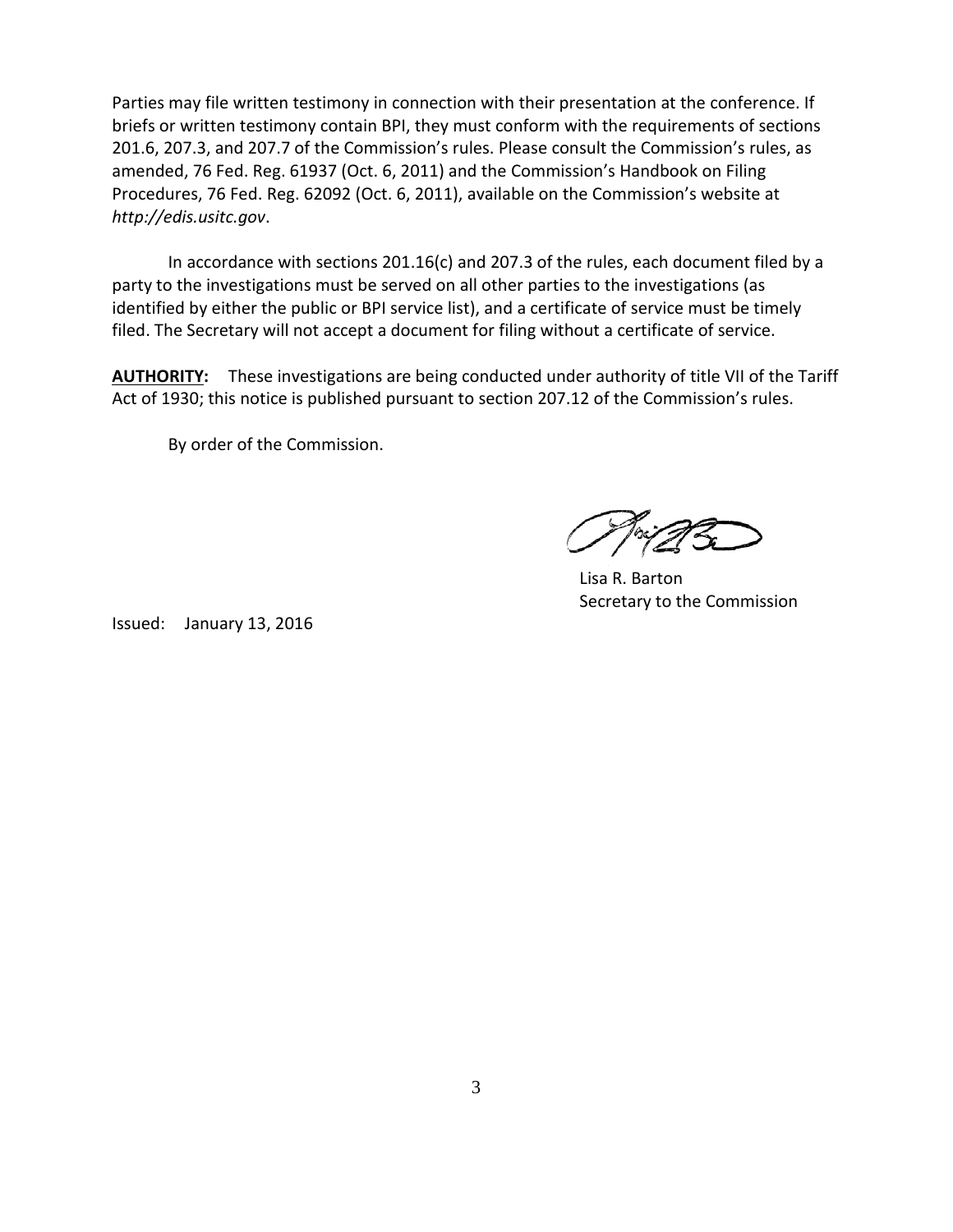Parties may file written testimony in connection with their presentation at the conference. If briefs or written testimony contain BPI, they must conform with the requirements of sections 201.6, 207.3, and 207.7 of the Commission's rules. Please consult the Commission's rules, as amended, 76 Fed. Reg. 61937 (Oct. 6, 2011) and the Commission's Handbook on Filing Procedures, 76 Fed. Reg. 62092 (Oct. 6, 2011), available on the Commission's website at *http://edis.usitc.gov*.

In accordance with sections 201.16(c) and 207.3 of the rules, each document filed by a party to the investigations must be served on all other parties to the investigations (as identified by either the public or BPI service list), and a certificate of service must be timely filed. The Secretary will not accept a document for filing without a certificate of service.

**AUTHORITY:** These investigations are being conducted under authority of title VII of the Tariff Act of 1930; this notice is published pursuant to section 207.12 of the Commission's rules.

By order of the Commission.

Lisa R. Barton
Secretary to the Commission

Issued: January 13, 2016